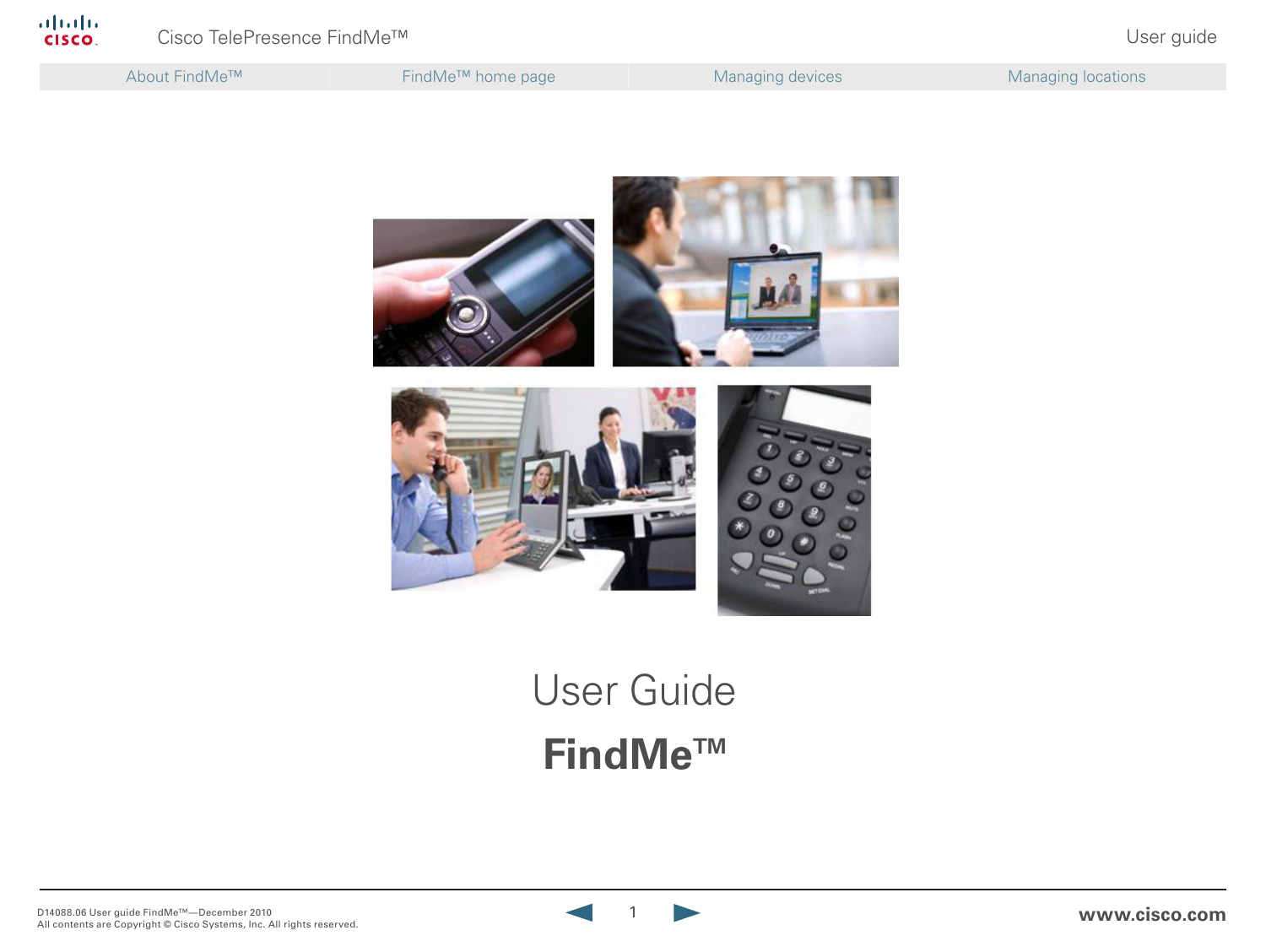# User Guide

# FindMe™

D14088.06 User guide FindMe™—December 2010
All contents are Copyright © Cisco Systems, Inc. All rights reserved.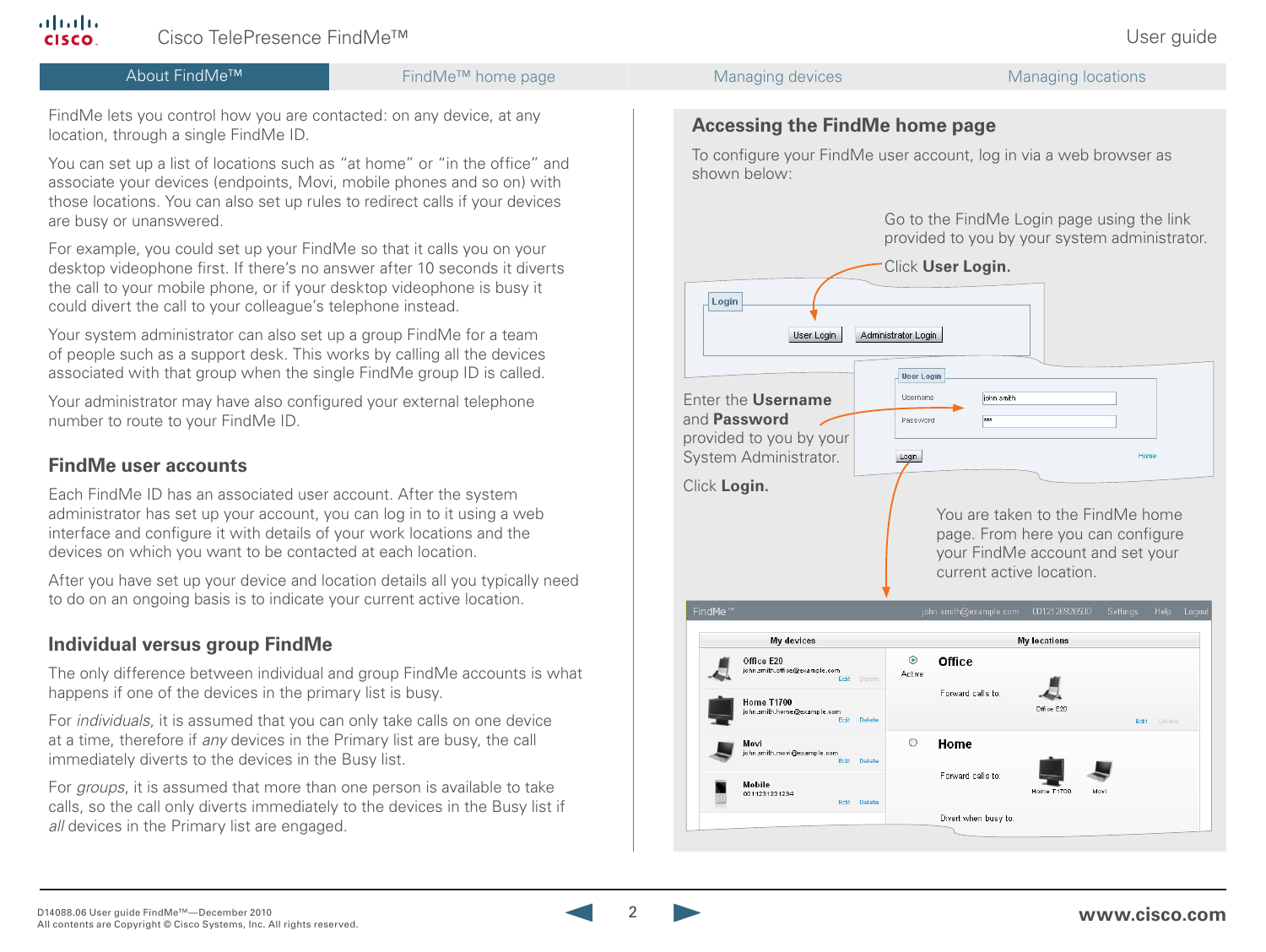FindMe lets you control how you are contacted: on any device, at any location, through a single FindMe ID.

You can set up a list of locations such as “at home” or “in the office” and associate your devices (endpoints, Movi, mobile phones and so on) with those locations. You can also set up rules to redirect calls if your devices are busy or unanswered.

For example, you could set up your FindMe so that it calls you on your desktop videophone first. If there’s no answer after 10 seconds it diverts the call to your mobile phone, or if your desktop videophone is busy it could divert the call to your colleague’s telephone instead.

Your system administrator can also set up a group FindMe for a team of people such as a support desk. This works by calling all the devices associated with that group when the single FindMe group ID is called.

Your administrator may have also configured your external telephone number to route to your FindMe ID.

## FindMe user accounts

Each FindMe ID has an associated user account. After the system administrator has set up your account, you can log in to it using a web interface and configure it with details of your work locations and the devices on which you want to be contacted at each location.

After you have set up your device and location details all you typically need to do on an ongoing basis is to indicate your current active location.

## Individual versus group FindMe

The only difference between individual and group FindMe accounts is what happens if one of the devices in the primary list is busy.

For *individuals*, it is assumed that you can only take calls on one device at a time, therefore if *any* devices in the Primary list are busy, the call immediately diverts to the devices in the Busy list.

For *groups*, it is assumed that more than one person is available to take calls, so the call only diverts immediately to the devices in the Busy list if *all* devices in the Primary list are engaged.

## Accessing the FindMe home page

To configure your FindMe user account, log in via a web browser as shown below:

Go to the FindMe Login page using the link provided to you by your system administrator.

Click **User Login.**

Enter the **Username** and **Password** provided to you by your System Administrator.

Click **Login.**

You are taken to the FindMe home page. From here you can configure your FindMe account and set your current active location.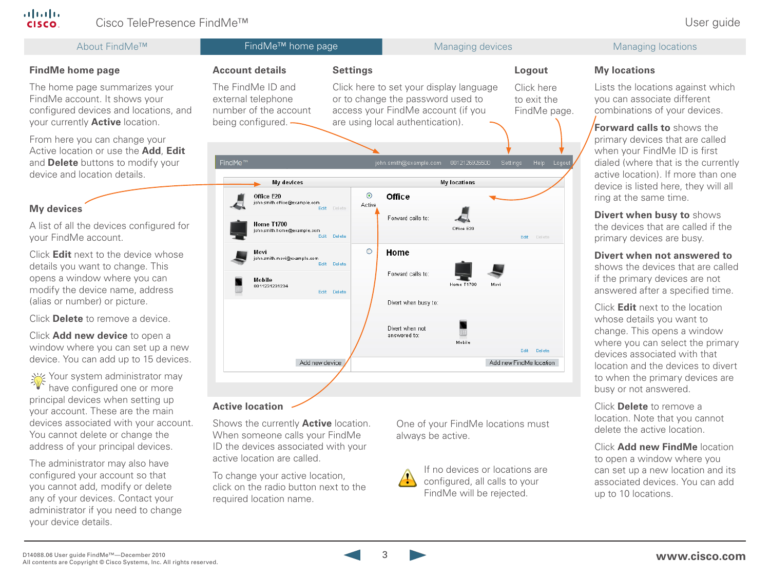## FindMe home page

The home page summarizes your FindMe account. It shows your configured devices and locations, and your currently **Active** location.

From here you can change your Active location or use the **Add**, **Edit** and **Delete** buttons to modify your device and location details.

### My devices

A list of all the devices configured for your FindMe account.

Click **Edit** next to the device whose details you want to change. This opens a window where you can modify the device name, address (alias or number) or picture.

Click **Delete** to remove a device.

Click **Add new device** to open a window where you can set up a new device. You can add up to 15 devices.

Your system administrator may have configured one or more principal devices when setting up your account. These are the main devices associated with your account. You cannot delete or change the address of your principal devices.

The administrator may also have configured your account so that you cannot add, modify or delete any of your devices. Contact your administrator if you need to change your device details.

### Account details

The FindMe ID and external telephone number of the account being configured.

### Settings

Click here to set your display language or to change the password used to access your FindMe account (if you are using local authentication).

### Logout

Click here to exit the FindMe page.

### Active location

Shows the currently **Active** location. When someone calls your FindMe ID the devices associated with your active location are called.

To change your active location, click on the radio button next to the required location name.

One of your FindMe locations must always be active.

If no devices or locations are configured, all calls to your FindMe will be rejected.

### My locations

Lists the locations against which you can associate different combinations of your devices.

**Forward calls to** shows the primary devices that are called when your FindMe ID is first dialed (where that is the currently active location). If more than one device is listed here, they will all ring at the same time.

**Divert when busy to** shows the devices that are called if the primary devices are busy.

**Divert when not answered to** shows the devices that are called if the primary devices are not answered after a specified time.

Click **Edit** next to the location whose details you want to change. This opens a window where you can select the primary devices associated with that location and the devices to divert to when the primary devices are busy or not answered.

Click **Delete** to remove a location. Note that you cannot delete the active location.

Click **Add new FindMe** location to open a window where you can set up a new location and its associated devices. You can add up to 10 locations.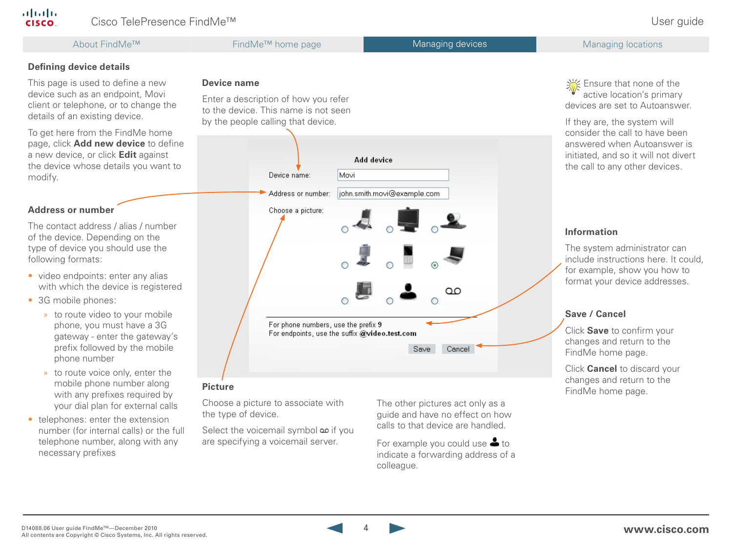## Defining device details

This page is used to define a new device such as an endpoint, Movi client or telephone, or to change the details of an existing device.

To get here from the FindMe home page, click **Add new device** to define a new device, or click **Edit** against the device whose details you want to modify.

### Address or number

The contact address / alias / number of the device. Depending on the type of device you should use the following formats:

- video endpoints: enter any alias with which the device is registered
- 3G mobile phones:
  - to route video to your mobile phone, you must have a 3G gateway - enter the gateway's prefix followed by the mobile phone number
  - to route voice only, enter the mobile phone number along with any prefixes required by your dial plan for external calls
- telephones: enter the extension number (for internal calls) or the full telephone number, along with any necessary prefixes

### Device name

Enter a description of how you refer to the device. This name is not seen by the people calling that device.

**Add device**

Device name: Movi

Address or number: john.smith.movi@example.com

Choose a picture:

For phone numbers, use the prefix **9**
For endpoints, use the suffix **@video.test.com**

Save Cancel

### Picture

Choose a picture to associate with the type of device.

Select the voicemail symbol if you are specifying a voicemail server.

The other pictures act only as a guide and have no effect on how calls to that device are handled.

For example you could use the person symbol to indicate a forwarding address of a colleague.

Ensure that none of the active location's primary devices are set to Autoanswer.

If they are, the system will consider the call to have been answered when Autoanswer is initiated, and so it will not divert the call to any other devices.

### Information

The system administrator can include instructions here. It could, for example, show you how to format your device addresses.

### Save / Cancel

Click **Save** to confirm your changes and return to the FindMe home page.

Click **Cancel** to discard your changes and return to the FindMe home page.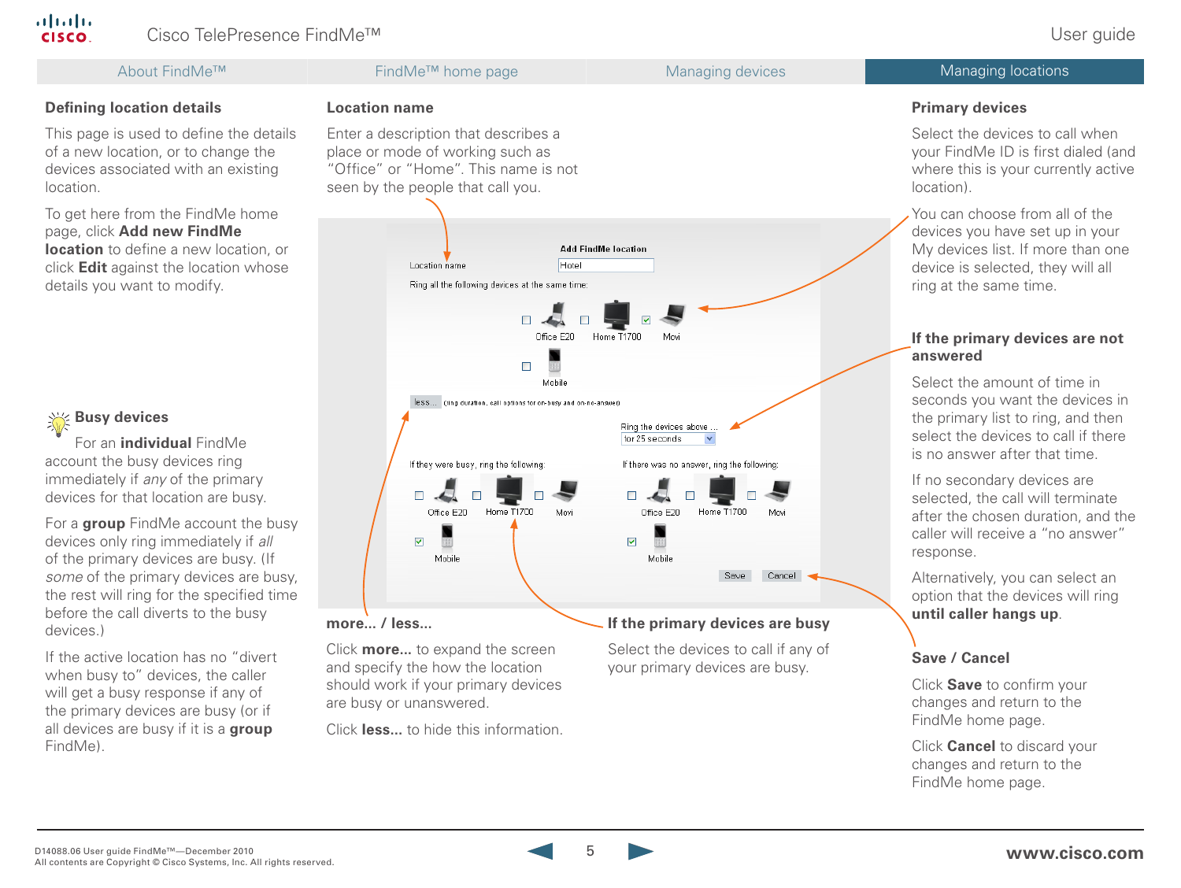## Defining location details

This page is used to define the details of a new location, or to change the devices associated with an existing location.

To get here from the FindMe home page, click **Add new FindMe location** to define a new location, or click **Edit** against the location whose details you want to modify.

### Busy devices

For an **individual** FindMe account the busy devices ring immediately if *any* of the primary devices for that location are busy.

For a **group** FindMe account the busy devices only ring immediately if *all* of the primary devices are busy. (If *some* of the primary devices are busy, the rest will ring for the specified time before the call diverts to the busy devices.)

If the active location has no "divert when busy to" devices, the caller will get a busy response if any of the primary devices are busy (or if all devices are busy if it is a **group** FindMe).

### Location name

Enter a description that describes a place or mode of working such as "Office" or "Home". This name is not seen by the people that call you.

Add FindMe location

Location name Hotel

Ring all the following devices at the same time:

Office E20 Home T1700 Movi

Mobile

less... (ring duration, call options for on-busy and on-no-answer)

Ring the devices above ... for 25 seconds

If they were busy, ring the following:

Office E20 Home T1700 Movi

Mobile

If there was no answer, ring the following:

Office E20 Home T1700 Movi

Mobile

Save Cancel

### more... / less...

Click **more...** to expand the screen and specify the how the location should work if your primary devices are busy or unanswered.

Click **less...** to hide this information.

### If the primary devices are busy

Select the devices to call if any of your primary devices are busy.

### Primary devices

Select the devices to call when your FindMe ID is first dialed (and where this is your currently active location).

You can choose from all of the devices you have set up in your My devices list. If more than one device is selected, they will all ring at the same time.

### If the primary devices are not answered

Select the amount of time in seconds you want the devices in the primary list to ring, and then select the devices to call if there is no answer after that time.

If no secondary devices are selected, the call will terminate after the chosen duration, and the caller will receive a "no answer" response.

Alternatively, you can select an option that the devices will ring **until caller hangs up**.

### Save / Cancel

Click **Save** to confirm your changes and return to the FindMe home page.

Click **Cancel** to discard your changes and return to the FindMe home page.